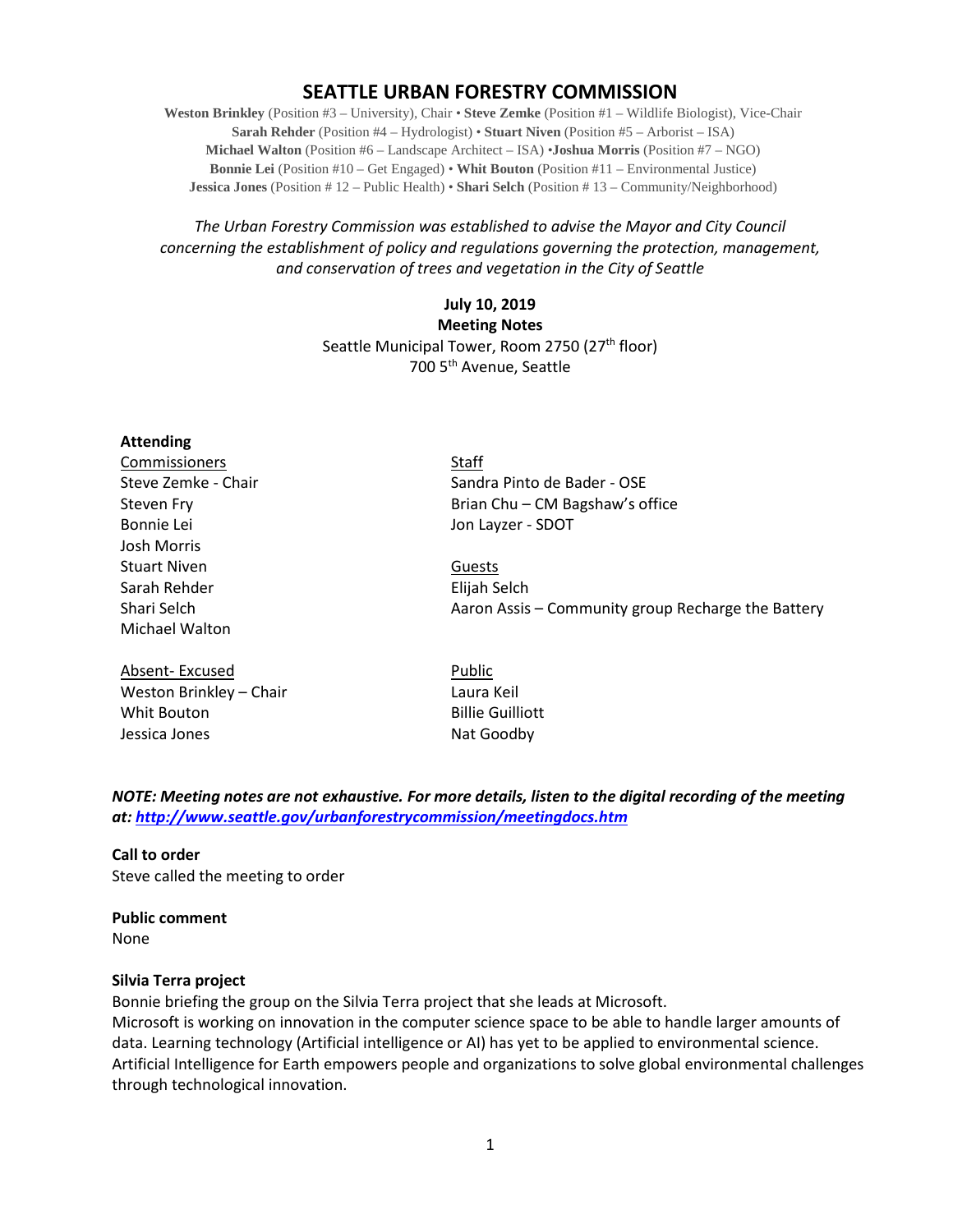# SEATTLE URBAN FORESTRY COMMISSION

**Weston Brinkley** (Position #3 – University), Chair • **Steve Zemke** (Position #1 – Wildlife Biologist), Vice-Chair
**Sarah Rehder** (Position #4 – Hydrologist) • **Stuart Niven** (Position #5 – Arborist – ISA)
**Michael Walton** (Position #6 – Landscape Architect – ISA) •**Joshua Morris** (Position #7 – NGO)
**Bonnie Lei** (Position #10 – Get Engaged) • **Whit Bouton** (Position #11 – Environmental Justice)
**Jessica Jones** (Position # 12 – Public Health) • **Shari Selch** (Position # 13 – Community/Neighborhood)

*The Urban Forestry Commission was established to advise the Mayor and City Council concerning the establishment of policy and regulations governing the protection, management, and conservation of trees and vegetation in the City of Seattle*

**July 10, 2019**
**Meeting Notes**
Seattle Municipal Tower, Room 2750 (27th floor)
700 5th Avenue, Seattle

**Attending**

| Commissioners | Staff |
|---|---|
| Steve Zemke - Chair | Sandra Pinto de Bader - OSE |
| Steven Fry | Brian Chu – CM Bagshaw's office |
| Bonnie Lei | Jon Layzer - SDOT |
| Josh Morris | |
| Stuart Niven | Guests |
| Sarah Rehder | Elijah Selch |
| Shari Selch | Aaron Assis – Community group Recharge the Battery |
| Michael Walton | |
| | |
| Absent- Excused | Public |
| Weston Brinkley – Chair | Laura Keil |
| Whit Bouton | Billie Guilliott |
| Jessica Jones | Nat Goodby |

***NOTE: Meeting notes are not exhaustive. For more details, listen to the digital recording of the meeting at: http://www.seattle.gov/urbanforestrycommission/meetingdocs.htm***

**Call to order**
Steve called the meeting to order

**Public comment**
None

**Silvia Terra project**
Bonnie briefing the group on the Silvia Terra project that she leads at Microsoft.
Microsoft is working on innovation in the computer science space to be able to handle larger amounts of data. Learning technology (Artificial intelligence or AI) has yet to be applied to environmental science. Artificial Intelligence for Earth empowers people and organizations to solve global environmental challenges through technological innovation.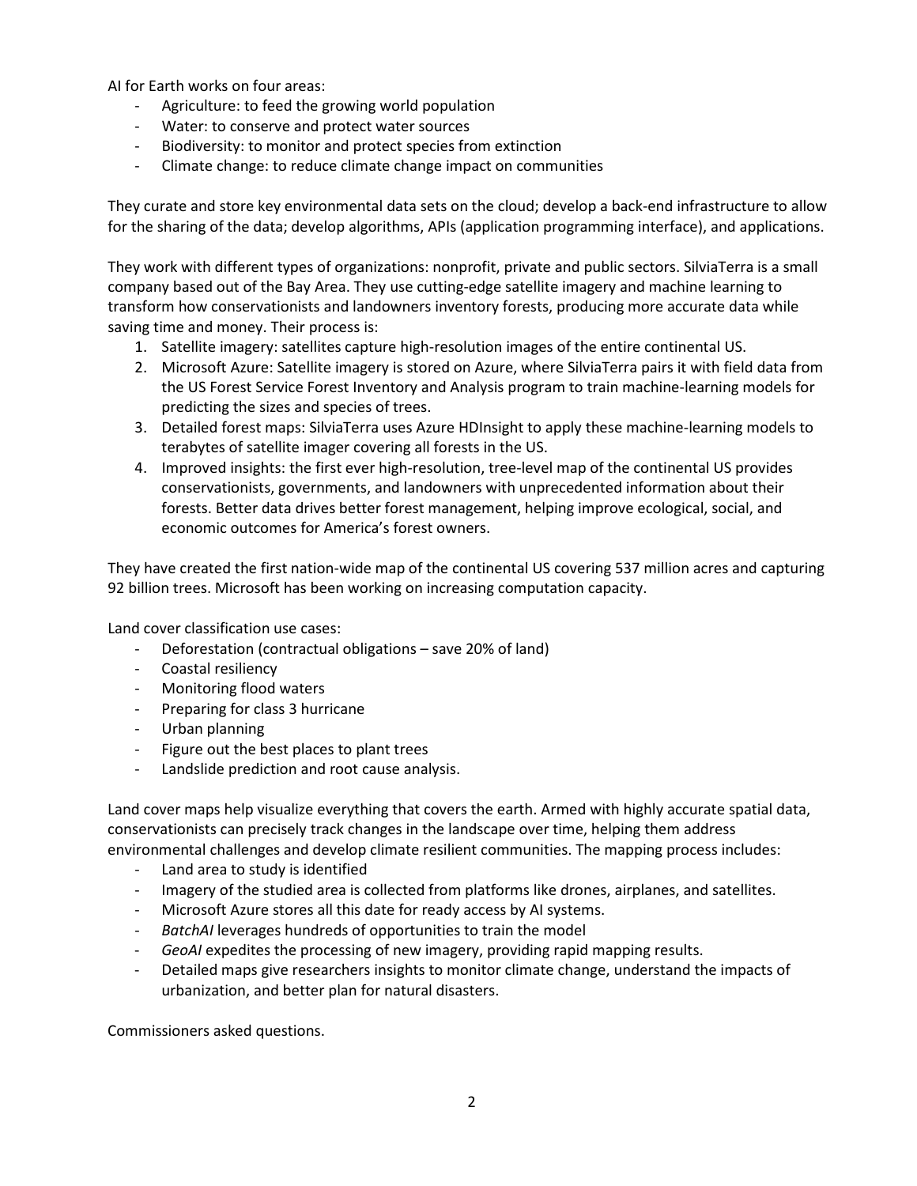AI for Earth works on four areas:

- Agriculture: to feed the growing world population
- Water: to conserve and protect water sources
- Biodiversity: to monitor and protect species from extinction
- Climate change: to reduce climate change impact on communities

They curate and store key environmental data sets on the cloud; develop a back-end infrastructure to allow for the sharing of the data; develop algorithms, APIs (application programming interface), and applications.

They work with different types of organizations: nonprofit, private and public sectors. SilviaTerra is a small company based out of the Bay Area. They use cutting-edge satellite imagery and machine learning to transform how conservationists and landowners inventory forests, producing more accurate data while saving time and money. Their process is:

1. Satellite imagery: satellites capture high-resolution images of the entire continental US.
2. Microsoft Azure: Satellite imagery is stored on Azure, where SilviaTerra pairs it with field data from the US Forest Service Forest Inventory and Analysis program to train machine-learning models for predicting the sizes and species of trees.
3. Detailed forest maps: SilviaTerra uses Azure HDInsight to apply these machine-learning models to terabytes of satellite imager covering all forests in the US.
4. Improved insights: the first ever high-resolution, tree-level map of the continental US provides conservationists, governments, and landowners with unprecedented information about their forests. Better data drives better forest management, helping improve ecological, social, and economic outcomes for America's forest owners.

They have created the first nation-wide map of the continental US covering 537 million acres and capturing 92 billion trees. Microsoft has been working on increasing computation capacity.

Land cover classification use cases:

- Deforestation (contractual obligations – save 20% of land)
- Coastal resiliency
- Monitoring flood waters
- Preparing for class 3 hurricane
- Urban planning
- Figure out the best places to plant trees
- Landslide prediction and root cause analysis.

Land cover maps help visualize everything that covers the earth. Armed with highly accurate spatial data, conservationists can precisely track changes in the landscape over time, helping them address environmental challenges and develop climate resilient communities. The mapping process includes:

- Land area to study is identified
- Imagery of the studied area is collected from platforms like drones, airplanes, and satellites.
- Microsoft Azure stores all this date for ready access by AI systems.
- *BatchAI* leverages hundreds of opportunities to train the model
- *GeoAI* expedites the processing of new imagery, providing rapid mapping results.
- Detailed maps give researchers insights to monitor climate change, understand the impacts of urbanization, and better plan for natural disasters.

Commissioners asked questions.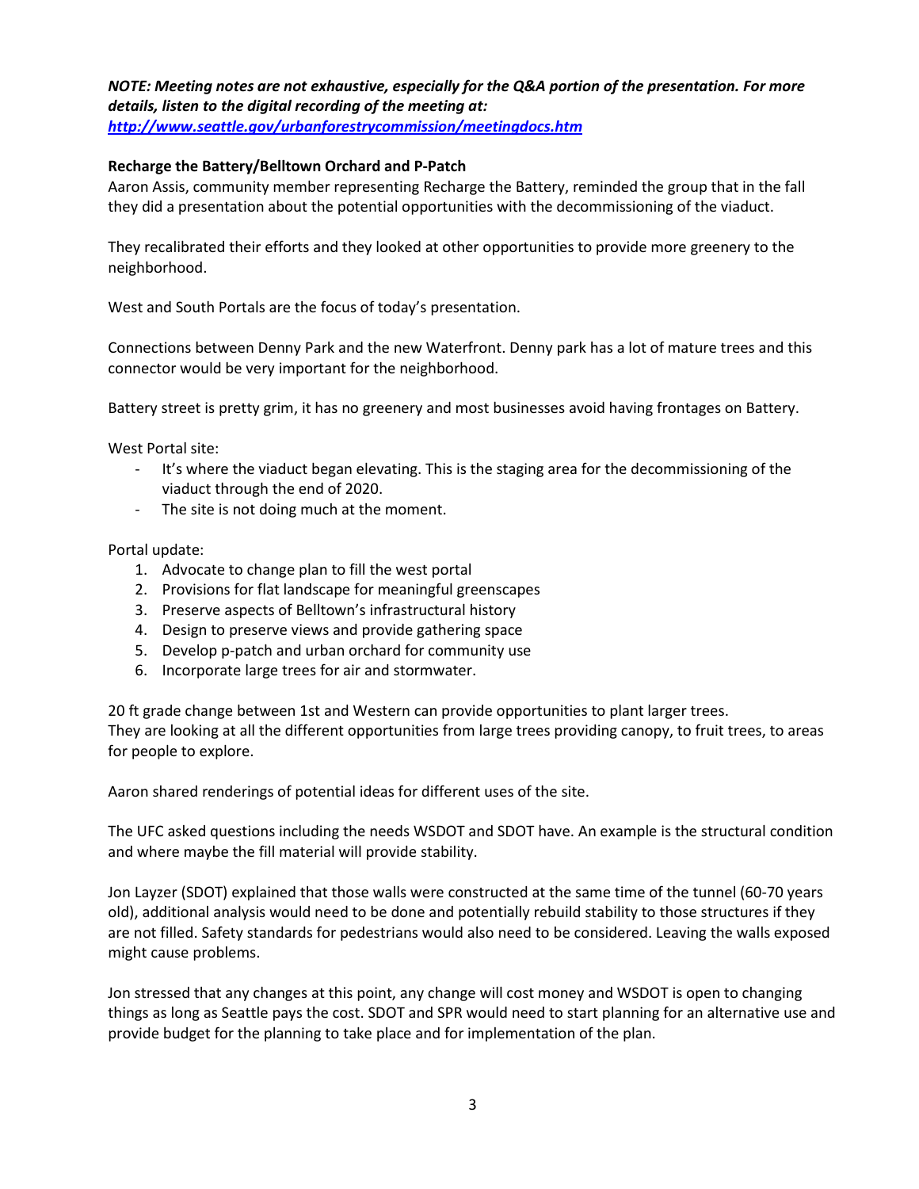***NOTE: Meeting notes are not exhaustive, especially for the Q&A portion of the presentation. For more details, listen to the digital recording of the meeting at:*** 
***[http://www.seattle.gov/urbanforestrycommission/meetingdocs.htm](http://www.seattle.gov/urbanforestrycommission/meetingdocs.htm)***

**Recharge the Battery/Belltown Orchard and P-Patch**

Aaron Assis, community member representing Recharge the Battery, reminded the group that in the fall they did a presentation about the potential opportunities with the decommissioning of the viaduct.

They recalibrated their efforts and they looked at other opportunities to provide more greenery to the neighborhood.

West and South Portals are the focus of today's presentation.

Connections between Denny Park and the new Waterfront. Denny park has a lot of mature trees and this connector would be very important for the neighborhood.

Battery street is pretty grim, it has no greenery and most businesses avoid having frontages on Battery.

West Portal site:

- It's where the viaduct began elevating. This is the staging area for the decommissioning of the viaduct through the end of 2020.
- The site is not doing much at the moment.

Portal update:

1. Advocate to change plan to fill the west portal
2. Provisions for flat landscape for meaningful greenscapes
3. Preserve aspects of Belltown's infrastructural history
4. Design to preserve views and provide gathering space
5. Develop p-patch and urban orchard for community use
6. Incorporate large trees for air and stormwater.

20 ft grade change between 1st and Western can provide opportunities to plant larger trees.
They are looking at all the different opportunities from large trees providing canopy, to fruit trees, to areas for people to explore.

Aaron shared renderings of potential ideas for different uses of the site.

The UFC asked questions including the needs WSDOT and SDOT have. An example is the structural condition and where maybe the fill material will provide stability.

Jon Layzer (SDOT) explained that those walls were constructed at the same time of the tunnel (60-70 years old), additional analysis would need to be done and potentially rebuild stability to those structures if they are not filled. Safety standards for pedestrians would also need to be considered. Leaving the walls exposed might cause problems.

Jon stressed that any changes at this point, any change will cost money and WSDOT is open to changing things as long as Seattle pays the cost. SDOT and SPR would need to start planning for an alternative use and provide budget for the planning to take place and for implementation of the plan.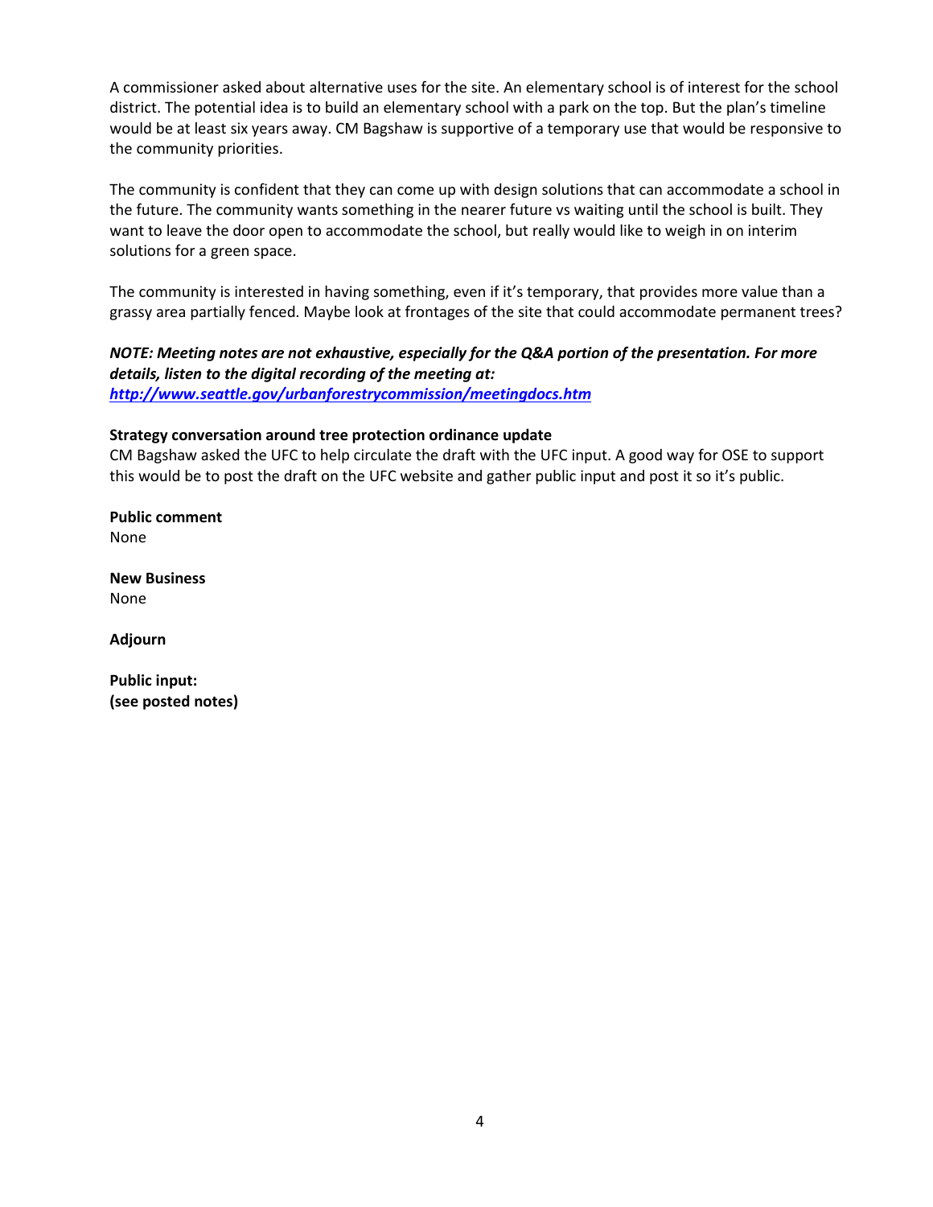A commissioner asked about alternative uses for the site. An elementary school is of interest for the school district. The potential idea is to build an elementary school with a park on the top. But the plan's timeline would be at least six years away. CM Bagshaw is supportive of a temporary use that would be responsive to the community priorities.

The community is confident that they can come up with design solutions that can accommodate a school in the future. The community wants something in the nearer future vs waiting until the school is built. They want to leave the door open to accommodate the school, but really would like to weigh in on interim solutions for a green space.

The community is interested in having something, even if it's temporary, that provides more value than a grassy area partially fenced. Maybe look at frontages of the site that could accommodate permanent trees?

***NOTE: Meeting notes are not exhaustive, especially for the Q&A portion of the presentation. For more details, listen to the digital recording of the meeting at:***
***[http://www.seattle.gov/urbanforestrycommission/meetingdocs.htm](http://www.seattle.gov/urbanforestrycommission/meetingdocs.htm)***

**Strategy conversation around tree protection ordinance update**
CM Bagshaw asked the UFC to help circulate the draft with the UFC input. A good way for OSE to support this would be to post the draft on the UFC website and gather public input and post it so it's public.

**Public comment**
None

**New Business**
None

**Adjourn**

**Public input:**
**(see posted notes)**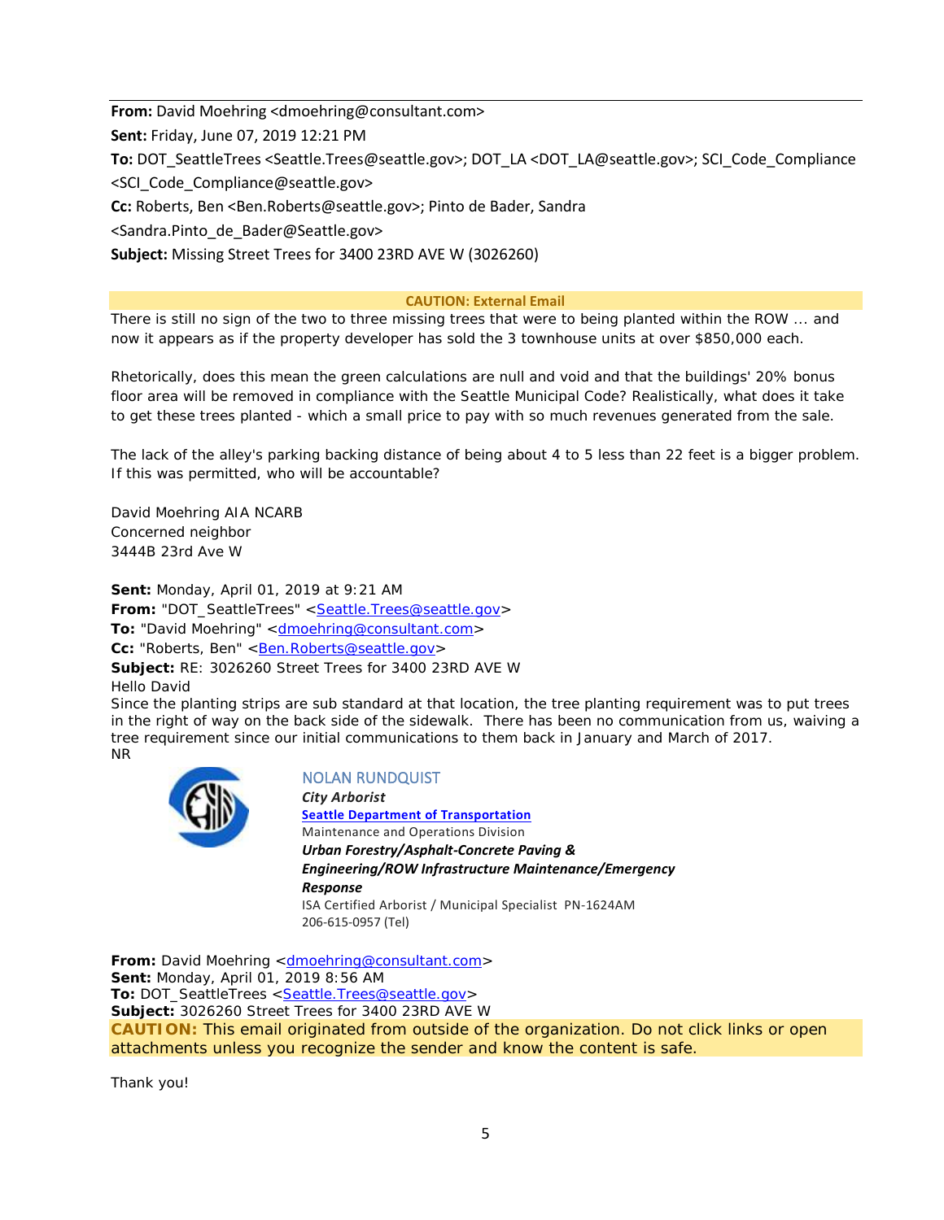**From:** David Moehring <dmoehring@consultant.com>
**Sent:** Friday, June 07, 2019 12:21 PM
**To:** DOT_SeattleTrees <Seattle.Trees@seattle.gov>; DOT_LA <DOT_LA@seattle.gov>; SCI_Code_Compliance <SCI_Code_Compliance@seattle.gov>
**Cc:** Roberts, Ben <Ben.Roberts@seattle.gov>; Pinto de Bader, Sandra <Sandra.Pinto_de_Bader@Seattle.gov>
**Subject:** Missing Street Trees for 3400 23RD AVE W (3026260)

**CAUTION: External Email**

There is still no sign of the two to three missing trees that were to being planted within the ROW ... and now it appears as if the property developer has sold the 3 townhouse units at over $850,000 each.

Rhetorically, does this mean the green calculations are null and void and that the buildings' 20% bonus floor area will be removed in compliance with the Seattle Municipal Code? Realistically, what does it take to get these trees planted - which a small price to pay with so much revenues generated from the sale.

The lack of the alley's parking backing distance of being about 4 to 5 less than 22 feet is a bigger problem. If this was permitted, who will be accountable?

David Moehring AIA NCARB
Concerned neighbor
3444B 23rd Ave W

**Sent:** Monday, April 01, 2019 at 9:21 AM
**From:** "DOT_SeattleTrees" <Seattle.Trees@seattle.gov>
**To:** "David Moehring" <dmoehring@consultant.com>
**Cc:** "Roberts, Ben" <Ben.Roberts@seattle.gov>
**Subject:** RE: 3026260 Street Trees for 3400 23RD AVE W

Hello David

Since the planting strips are sub standard at that location, the tree planting requirement was to put trees in the right of way on the back side of the sidewalk. There has been no communication from us, waiving a tree requirement since our initial communications to them back in January and March of 2017.

NR

NOLAN RUNDQUIST
***City Arborist***
**Seattle Department of Transportation**
Maintenance and Operations Division
***Urban Forestry/Asphalt-Concrete Paving & Engineering/ROW Infrastructure Maintenance/Emergency Response***
ISA Certified Arborist / Municipal Specialist PN-1624AM
206-615-0957 (Tel)

**From:** David Moehring <dmoehring@consultant.com>
**Sent:** Monday, April 01, 2019 8:56 AM
**To:** DOT_SeattleTrees <Seattle.Trees@seattle.gov>
**Subject:** 3026260 Street Trees for 3400 23RD AVE W

**CAUTION:** This email originated from outside of the organization. Do not click links or open attachments unless you recognize the sender and know the content is safe.

Thank you!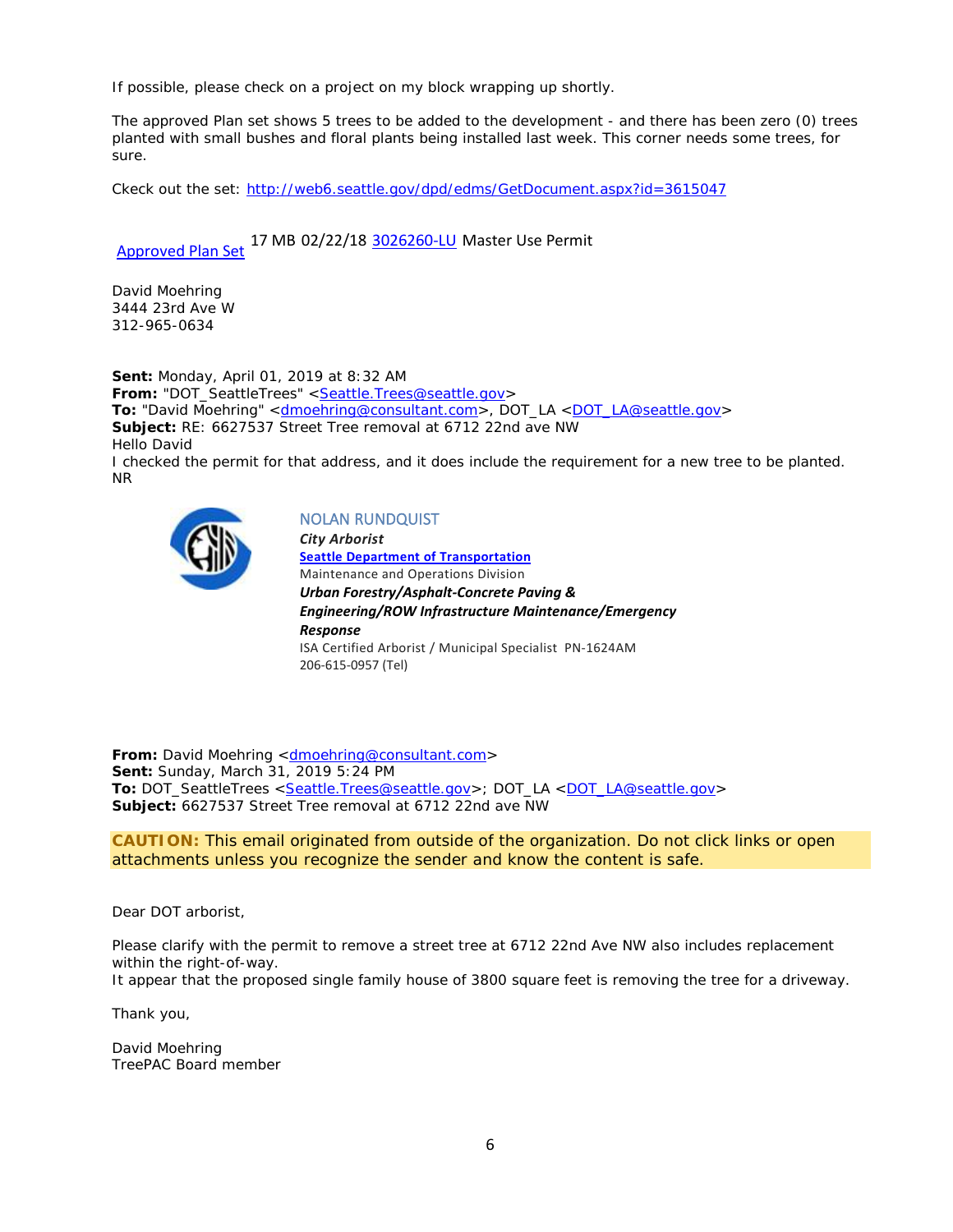If possible, please check on a project on my block wrapping up shortly.

The approved Plan set shows 5 trees to be added to the development - and there has been zero (0) trees planted with small bushes and floral plants being installed last week. This corner needs some trees, for sure.

Ckeck out the set: http://web6.seattle.gov/dpd/edms/GetDocument.aspx?id=3615047

Approved Plan Set 17 MB 02/22/18 3026260-LU Master Use Permit

David Moehring
3444 23rd Ave W
312-965-0634

**Sent:** Monday, April 01, 2019 at 8:32 AM
**From:** "DOT_SeattleTrees" <Seattle.Trees@seattle.gov>
**To:** "David Moehring" <dmoehring@consultant.com>, DOT_LA <DOT_LA@seattle.gov>
**Subject:** RE: 6627537 Street Tree removal at 6712 22nd ave NW
Hello David
I checked the permit for that address, and it does include the requirement for a new tree to be planted.
NR

NOLAN RUNDQUIST
***City Arborist***
**Seattle Department of Transportation**
Maintenance and Operations Division
***Urban Forestry/Asphalt-Concrete Paving & Engineering/ROW Infrastructure Maintenance/Emergency Response***
ISA Certified Arborist / Municipal Specialist PN-1624AM
206-615-0957 (Tel)

**From:** David Moehring <dmoehring@consultant.com>
**Sent:** Sunday, March 31, 2019 5:24 PM
**To:** DOT_SeattleTrees <Seattle.Trees@seattle.gov>; DOT_LA <DOT_LA@seattle.gov>
**Subject:** 6627537 Street Tree removal at 6712 22nd ave NW

**CAUTION:** This email originated from outside of the organization. Do not click links or open attachments unless you recognize the sender and know the content is safe.

Dear DOT arborist,

Please clarify with the permit to remove a street tree at 6712 22nd Ave NW also includes replacement within the right-of-way.
It appear that the proposed single family house of 3800 square feet is removing the tree for a driveway.

Thank you,

David Moehring
TreePAC Board member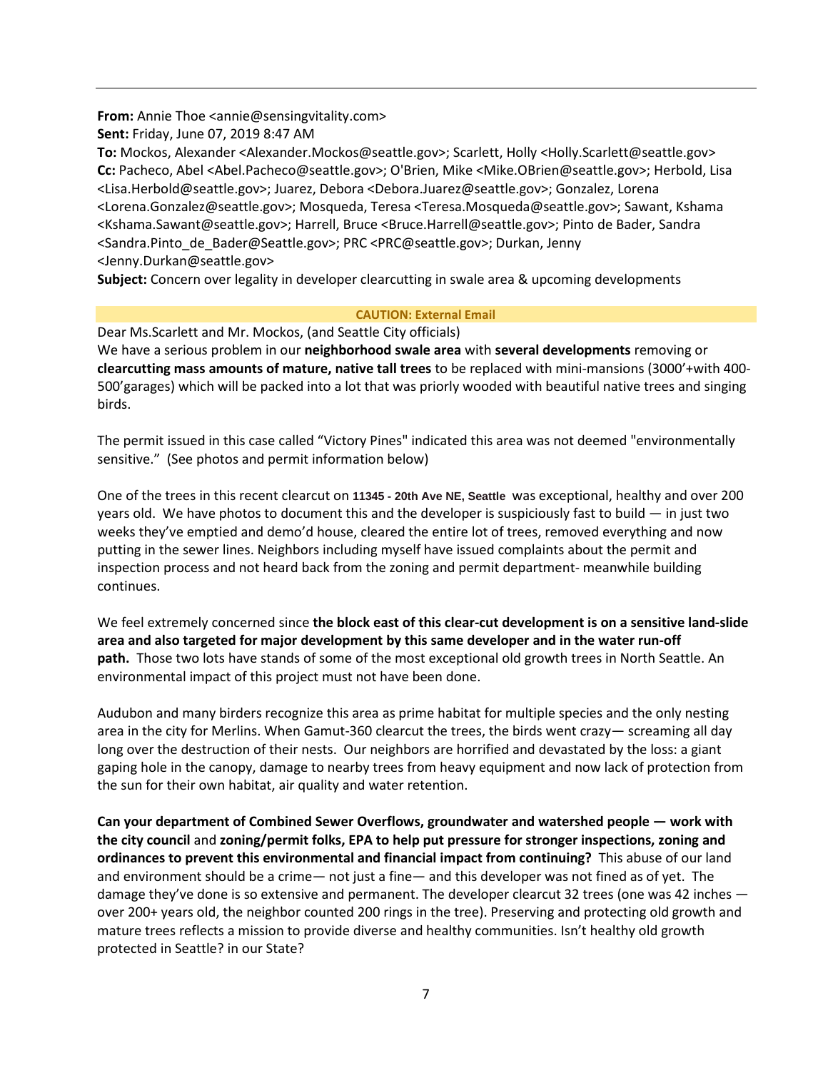**From:** Annie Thoe <annie@sensingvitality.com>
**Sent:** Friday, June 07, 2019 8:47 AM
**To:** Mockos, Alexander <Alexander.Mockos@seattle.gov>; Scarlett, Holly <Holly.Scarlett@seattle.gov>
**Cc:** Pacheco, Abel <Abel.Pacheco@seattle.gov>; O'Brien, Mike <Mike.OBrien@seattle.gov>; Herbold, Lisa <Lisa.Herbold@seattle.gov>; Juarez, Debora <Debora.Juarez@seattle.gov>; Gonzalez, Lorena <Lorena.Gonzalez@seattle.gov>; Mosqueda, Teresa <Teresa.Mosqueda@seattle.gov>; Sawant, Kshama <Kshama.Sawant@seattle.gov>; Harrell, Bruce <Bruce.Harrell@seattle.gov>; Pinto de Bader, Sandra <Sandra.Pinto_de_Bader@Seattle.gov>; PRC <PRC@seattle.gov>; Durkan, Jenny <Jenny.Durkan@seattle.gov>
**Subject:** Concern over legality in developer clearcutting in swale area & upcoming developments

**CAUTION: External Email**

Dear Ms.Scarlett and Mr. Mockos, (and Seattle City officials)
We have a serious problem in our **neighborhood swale area** with **several developments** removing or **clearcutting mass amounts of mature, native tall trees** to be replaced with mini-mansions (3000'+with 400-500'garages) which will be packed into a lot that was priorly wooded with beautiful native trees and singing birds.

The permit issued in this case called "Victory Pines" indicated this area was not deemed "environmentally sensitive." (See photos and permit information below)

One of the trees in this recent clearcut on **11345 - 20th Ave NE, Seattle** was exceptional, healthy and over 200 years old. We have photos to document this and the developer is suspiciously fast to build — in just two weeks they've emptied and demo'd house, cleared the entire lot of trees, removed everything and now putting in the sewer lines. Neighbors including myself have issued complaints about the permit and inspection process and not heard back from the zoning and permit department- meanwhile building continues.

We feel extremely concerned since **the block east of this clear-cut development is on a sensitive land-slide area and also targeted for major development by this same developer and in the water run-off path.** Those two lots have stands of some of the most exceptional old growth trees in North Seattle. An environmental impact of this project must not have been done.

Audubon and many birders recognize this area as prime habitat for multiple species and the only nesting area in the city for Merlins. When Gamut-360 clearcut the trees, the birds went crazy— screaming all day long over the destruction of their nests. Our neighbors are horrified and devastated by the loss: a giant gaping hole in the canopy, damage to nearby trees from heavy equipment and now lack of protection from the sun for their own habitat, air quality and water retention.

**Can your department of Combined Sewer Overflows, groundwater and watershed people — work with the city council** and **zoning/permit folks, EPA to help put pressure for stronger inspections, zoning and ordinances to prevent this environmental and financial impact from continuing?** This abuse of our land and environment should be a crime— not just a fine— and this developer was not fined as of yet. The damage they've done is so extensive and permanent. The developer clearcut 32 trees (one was 42 inches — over 200+ years old, the neighbor counted 200 rings in the tree). Preserving and protecting old growth and mature trees reflects a mission to provide diverse and healthy communities. Isn't healthy old growth protected in Seattle? in our State?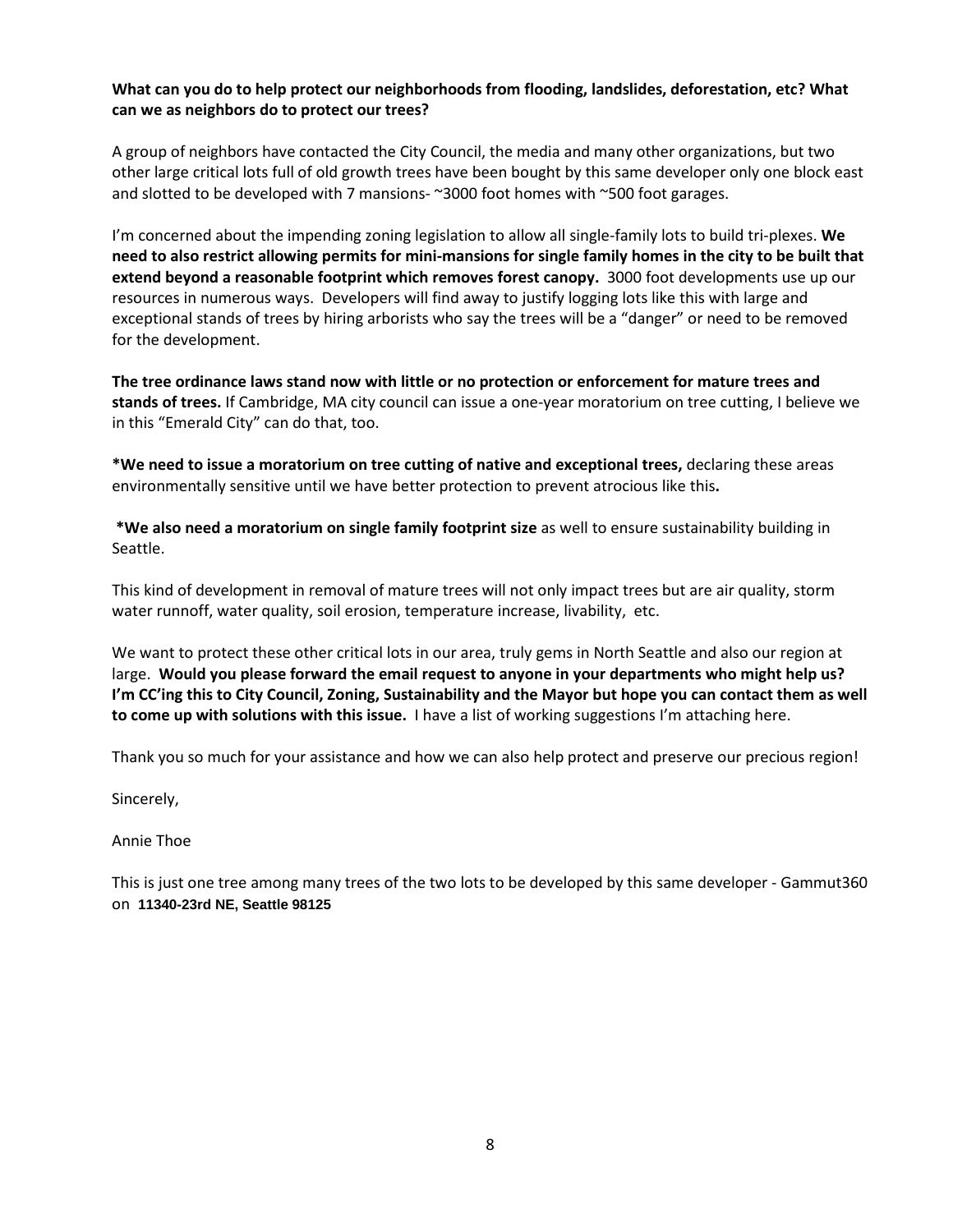**What can you do to help protect our neighborhoods from flooding, landslides, deforestation, etc? What can we as neighbors do to protect our trees?**

A group of neighbors have contacted the City Council, the media and many other organizations, but two other large critical lots full of old growth trees have been bought by this same developer only one block east and slotted to be developed with 7 mansions- ~3000 foot homes with ~500 foot garages.

I'm concerned about the impending zoning legislation to allow all single-family lots to build tri-plexes. **We need to also restrict allowing permits for mini-mansions for single family homes in the city to be built that extend beyond a reasonable footprint which removes forest canopy.** 3000 foot developments use up our resources in numerous ways. Developers will find away to justify logging lots like this with large and exceptional stands of trees by hiring arborists who say the trees will be a "danger" or need to be removed for the development.

**The tree ordinance laws stand now with little or no protection or enforcement for mature trees and stands of trees.** If Cambridge, MA city council can issue a one-year moratorium on tree cutting, I believe we in this "Emerald City" can do that, too.

***We need to issue a moratorium on tree cutting of native and exceptional trees,** declaring these areas environmentally sensitive until we have better protection to prevent atrocious like this**.**

***We also need a moratorium on single family footprint size** as well to ensure sustainability building in Seattle.

This kind of development in removal of mature trees will not only impact trees but are air quality, storm water runnoff, water quality, soil erosion, temperature increase, livability, etc.

We want to protect these other critical lots in our area, truly gems in North Seattle and also our region at large. **Would you please forward the email request to anyone in your departments who might help us? I'm CC'ing this to City Council, Zoning, Sustainability and the Mayor but hope you can contact them as well to come up with solutions with this issue.** I have a list of working suggestions I'm attaching here.

Thank you so much for your assistance and how we can also help protect and preserve our precious region!

Sincerely,

Annie Thoe

This is just one tree among many trees of the two lots to be developed by this same developer - Gammut360 on **11340-23rd NE, Seattle 98125**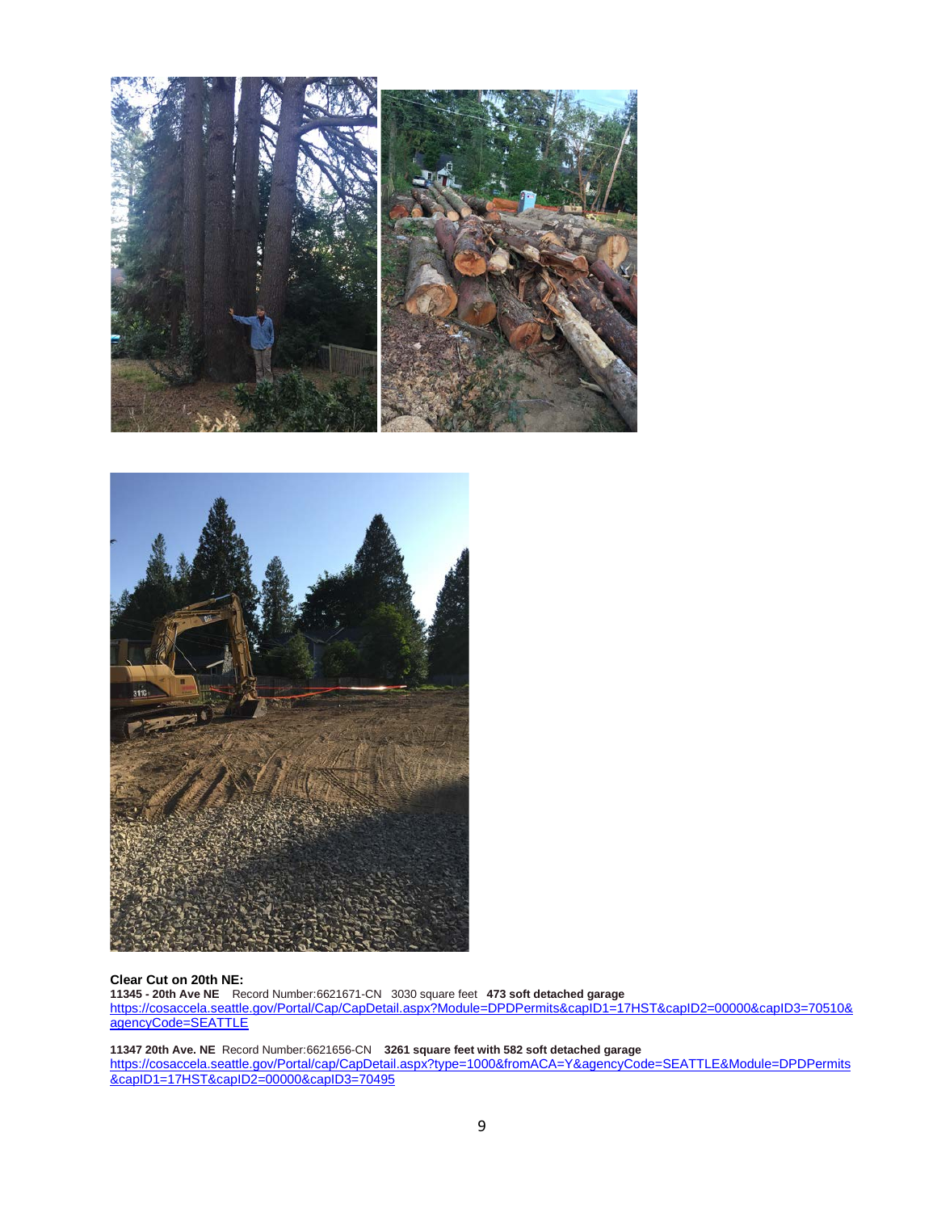**Clear Cut on 20th NE:**

**11345 - 20th Ave NE** Record Number:6621671-CN 3030 square feet **473 soft detached garage**
https://cosaccela.seattle.gov/Portal/Cap/CapDetail.aspx?Module=DPDPermits&capID1=17HST&capID2=00000&capID3=70510&agencyCode=SEATTLE

**11347 20th Ave. NE** Record Number:6621656-CN **3261 square feet with 582 soft detached garage**
https://cosaccela.seattle.gov/Portal/cap/CapDetail.aspx?type=1000&fromACA=Y&agencyCode=SEATTLE&Module=DPDPermits&capID1=17HST&capID2=00000&capID3=70495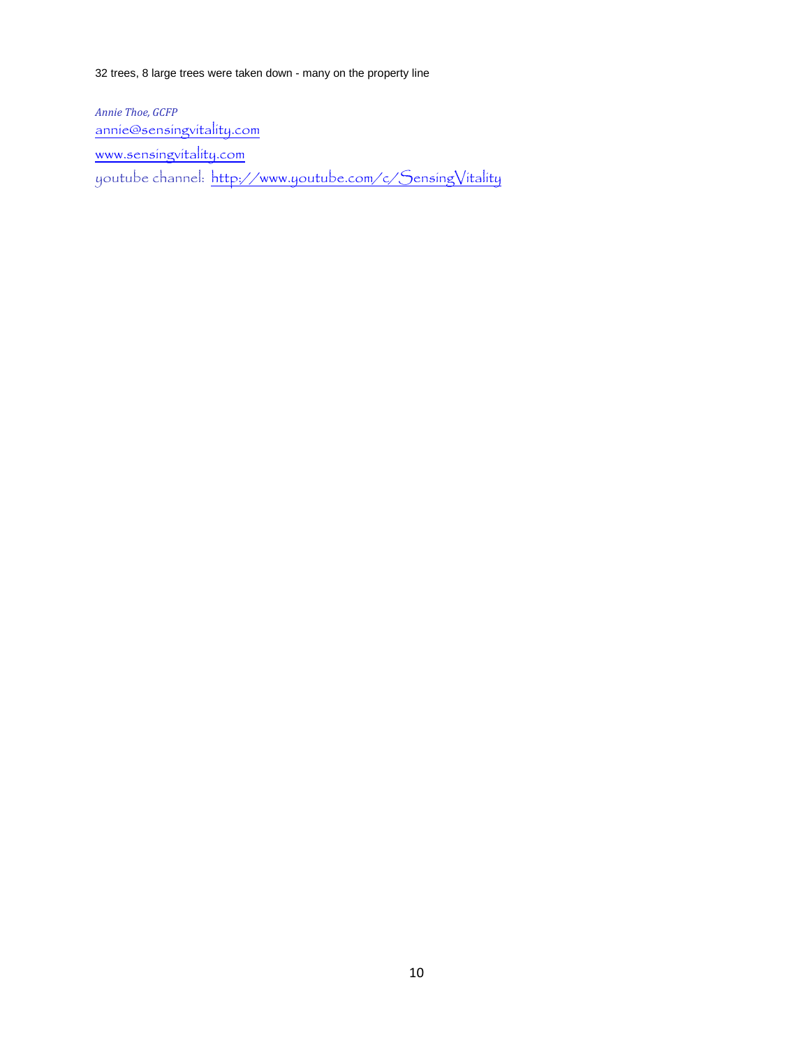32 trees, 8 large trees were taken down - many on the property line

*Annie Thoe, GCFP*
annie@sensingvitality.com
www.sensingvitality.com
youtube channel: http://www.youtube.com/c/SensingVitality